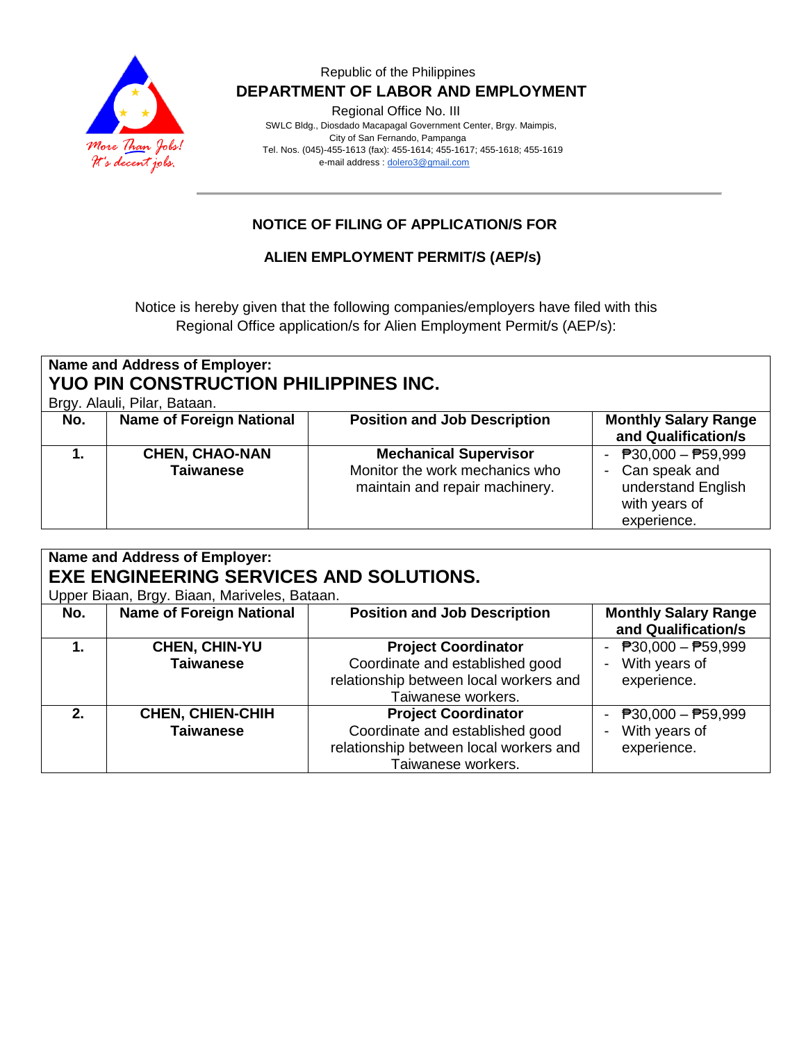Republic of the Philippines

**DEPARTMENT OF LABOR AND EMPLOYMENT**

Regional Office No. III

SWLC Bldg., Diosdado Macapagal Government Center, Brgy. Maimpis,
City of San Fernando, Pampanga
Tel. Nos. (045)-455-1613 (fax): 455-1614; 455-1617; 455-1618; 455-1619
e-mail address : dolero3@gmail.com

More Than Jobs! It's decent jobs.

---

## NOTICE OF FILING OF APPLICATION/S FOR

## ALIEN EMPLOYMENT PERMIT/S (AEP/s)

Notice is hereby given that the following companies/employers have filed with this Regional Office application/s for Alien Employment Permit/s (AEP/s):

**Name and Address of Employer:**
**YUO PIN CONSTRUCTION PHILIPPINES INC.**
Brgy. Alauli, Pilar, Bataan.

| No. | Name of Foreign National | Position and Job Description | Monthly Salary Range and Qualification/s |
|---|---|---|---|
| **1.** | **CHEN, CHAO-NAN**<br>**Taiwanese** | **Mechanical Supervisor**<br>Monitor the work mechanics who maintain and repair machinery. | - ₱30,000 – ₱59,999<br>- Can speak and understand English with years of experience. |

**Name and Address of Employer:**
**EXE ENGINEERING SERVICES AND SOLUTIONS.**
Upper Biaan, Brgy. Biaan, Mariveles, Bataan.

| No. | Name of Foreign National | Position and Job Description | Monthly Salary Range and Qualification/s |
|---|---|---|---|
| **1.** | **CHEN, CHIN-YU**<br>**Taiwanese** | **Project Coordinator**<br>Coordinate and established good relationship between local workers and Taiwanese workers. | - ₱30,000 – ₱59,999<br>- With years of experience. |
| **2.** | **CHEN, CHIEN-CHIH**<br>**Taiwanese** | **Project Coordinator**<br>Coordinate and established good relationship between local workers and Taiwanese workers. | - ₱30,000 – ₱59,999<br>- With years of experience. |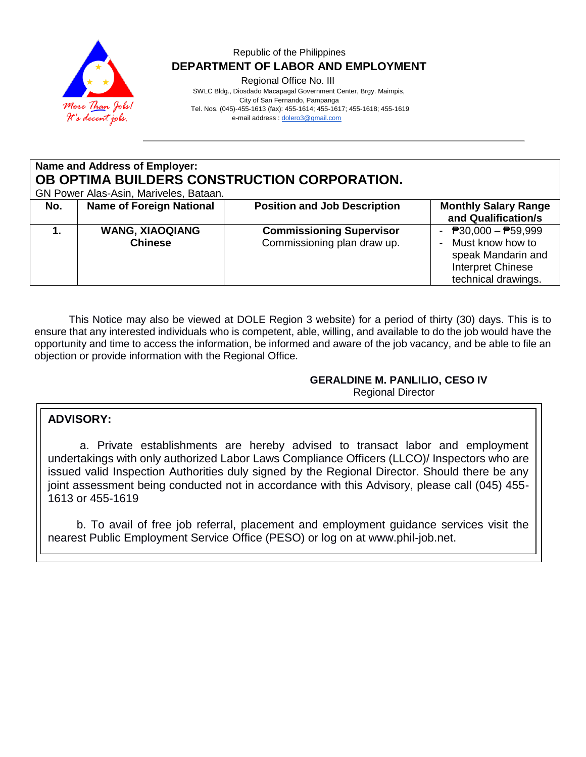Republic of the Philippines
**DEPARTMENT OF LABOR AND EMPLOYMENT**
Regional Office No. III
SWLC Bldg., Diosdado Macapagal Government Center, Brgy. Maimpis,
City of San Fernando, Pampanga
Tel. Nos. (045)-455-1613 (fax): 455-1614; 455-1617; 455-1618; 455-1619
e-mail address : dolero3@gmail.com

**Name and Address of Employer:**
**OB OPTIMA BUILDERS CONSTRUCTION CORPORATION.**
GN Power Alas-Asin, Mariveles, Bataan.

| No. | Name of Foreign National | Position and Job Description | Monthly Salary Range and Qualification/s |
|---|---|---|---|
| **1.** | **WANG, XIAOQIANG** **Chinese** | **Commissioning Supervisor** Commissioning plan draw up. | - ₱30,000 – ₱59,999 - Must know how to speak Mandarin and Interpret Chinese technical drawings. |

This Notice may also be viewed at DOLE Region 3 website) for a period of thirty (30) days. This is to ensure that any interested individuals who is competent, able, willing, and available to do the job would have the opportunity and time to access the information, be informed and aware of the job vacancy, and be able to file an objection or provide information with the Regional Office.

**GERALDINE M. PANLILIO, CESO IV**
Regional Director

**ADVISORY:**

a. Private establishments are hereby advised to transact labor and employment undertakings with only authorized Labor Laws Compliance Officers (LLCO)/ Inspectors who are issued valid Inspection Authorities duly signed by the Regional Director. Should there be any joint assessment being conducted not in accordance with this Advisory, please call (045) 455-1613 or 455-1619

b. To avail of free job referral, placement and employment guidance services visit the nearest Public Employment Service Office (PESO) or log on at www.phil-job.net.